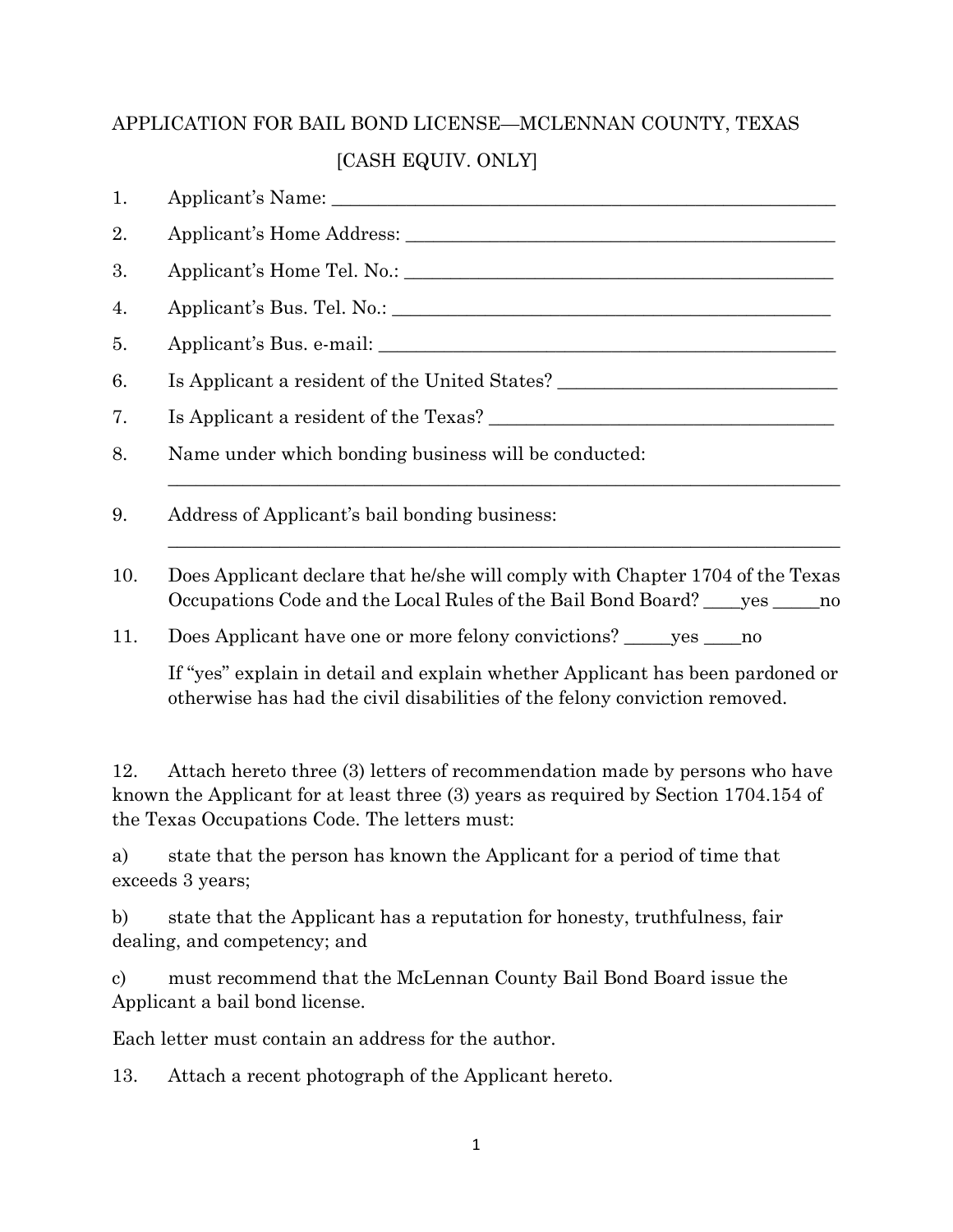# APPLICATION FOR BAIL BOND LICENSE—MCLENNAN COUNTY, TEXAS

[CASH EQUIV. ONLY]

1. Applicant's Name: ______________________________________________________

2. Applicant's Home Address: _______________________________________________

3. Applicant's Home Tel. No.: _______________________________________________

4. Applicant's Bus. Tel. No.: ________________________________________________

5. Applicant's Bus. e-mail: _________________________________________________

6. Is Applicant a resident of the United States? ______________________________

7. Is Applicant a resident of the Texas? _____________________________________

8. Name under which bonding business will be conducted:
   _________________________________________________________________________

9. Address of Applicant's bail bonding business:
   _________________________________________________________________________

10. Does Applicant declare that he/she will comply with Chapter 1704 of the Texas Occupations Code and the Local Rules of the Bail Bond Board? ____yes _____no

11. Does Applicant have one or more felony convictions? _____yes ____no

    If "yes" explain in detail and explain whether Applicant has been pardoned or otherwise has had the civil disabilities of the felony conviction removed.

12. Attach hereto three (3) letters of recommendation made by persons who have known the Applicant for at least three (3) years as required by Section 1704.154 of the Texas Occupations Code. The letters must:

a) state that the person has known the Applicant for a period of time that exceeds 3 years;

b) state that the Applicant has a reputation for honesty, truthfulness, fair dealing, and competency; and

c) must recommend that the McLennan County Bail Bond Board issue the Applicant a bail bond license.

Each letter must contain an address for the author.

13. Attach a recent photograph of the Applicant hereto.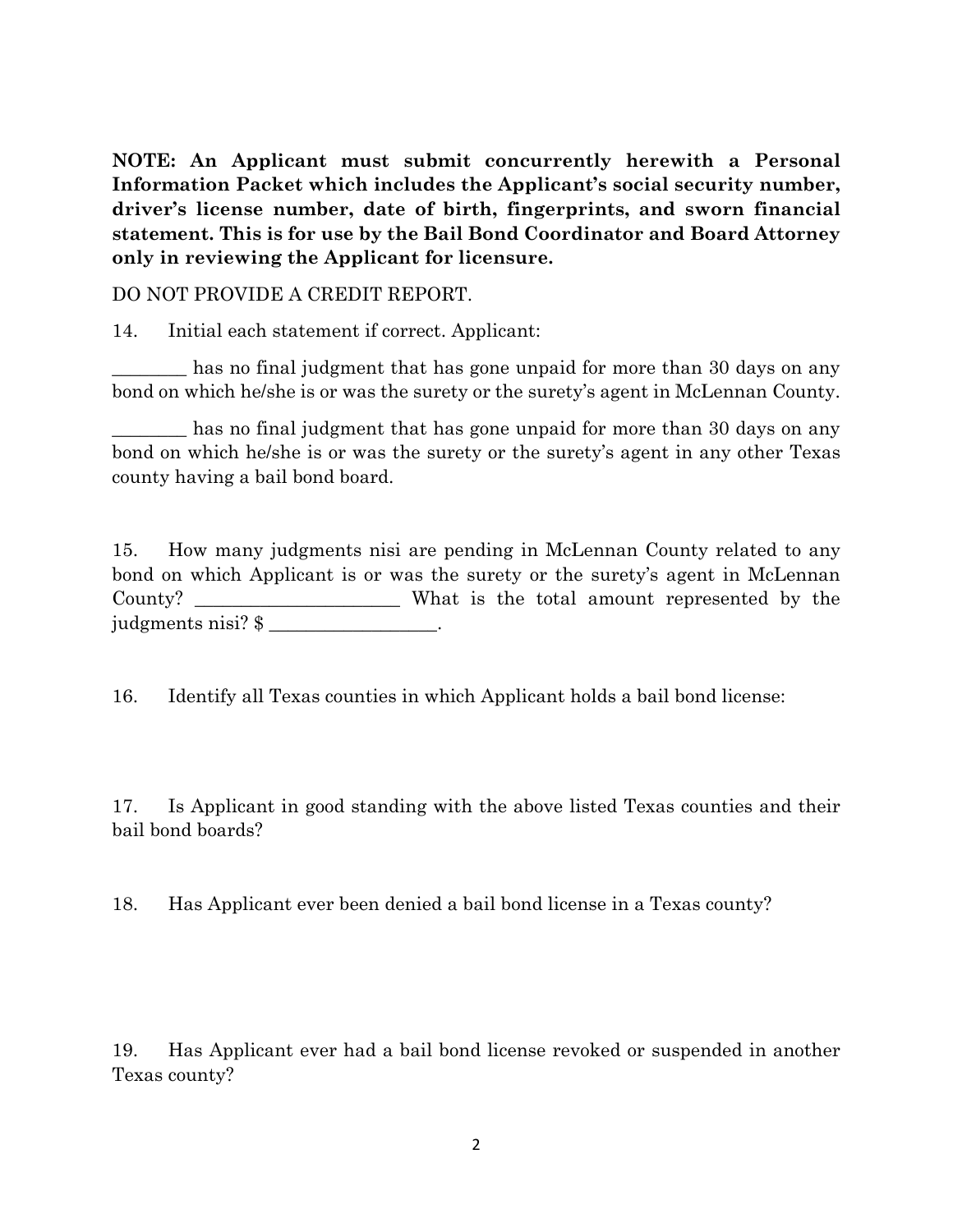**NOTE: An Applicant must submit concurrently herewith a Personal Information Packet which includes the Applicant's social security number, driver's license number, date of birth, fingerprints, and sworn financial statement. This is for use by the Bail Bond Coordinator and Board Attorney only in reviewing the Applicant for licensure.**

DO NOT PROVIDE A CREDIT REPORT.

14. Initial each statement if correct. Applicant:

________ has no final judgment that has gone unpaid for more than 30 days on any bond on which he/she is or was the surety or the surety's agent in McLennan County.

________ has no final judgment that has gone unpaid for more than 30 days on any bond on which he/she is or was the surety or the surety's agent in any other Texas county having a bail bond board.

15. How many judgments nisi are pending in McLennan County related to any bond on which Applicant is or was the surety or the surety's agent in McLennan County? ____________________ What is the total amount represented by the judgments nisi? $ ________________.

16. Identify all Texas counties in which Applicant holds a bail bond license:

17. Is Applicant in good standing with the above listed Texas counties and their bail bond boards?

18. Has Applicant ever been denied a bail bond license in a Texas county?

19. Has Applicant ever had a bail bond license revoked or suspended in another Texas county?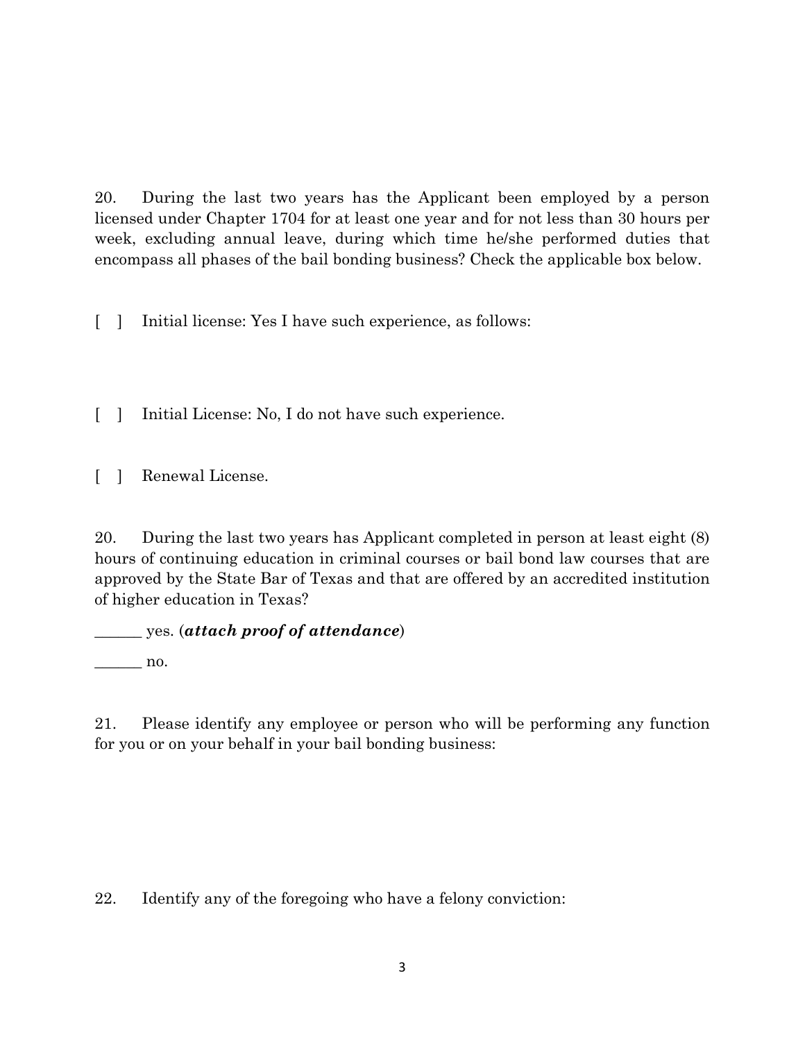20. During the last two years has the Applicant been employed by a person licensed under Chapter 1704 for at least one year and for not less than 30 hours per week, excluding annual leave, during which time he/she performed duties that encompass all phases of the bail bonding business? Check the applicable box below.

[ ] Initial license: Yes I have such experience, as follows:

[ ] Initial License: No, I do not have such experience.

[ ] Renewal License.

20. During the last two years has Applicant completed in person at least eight (8) hours of continuing education in criminal courses or bail bond law courses that are approved by the State Bar of Texas and that are offered by an accredited institution of higher education in Texas?

______ yes. (***attach proof of attendance***)

______ no.

21. Please identify any employee or person who will be performing any function for you or on your behalf in your bail bonding business:

22. Identify any of the foregoing who have a felony conviction: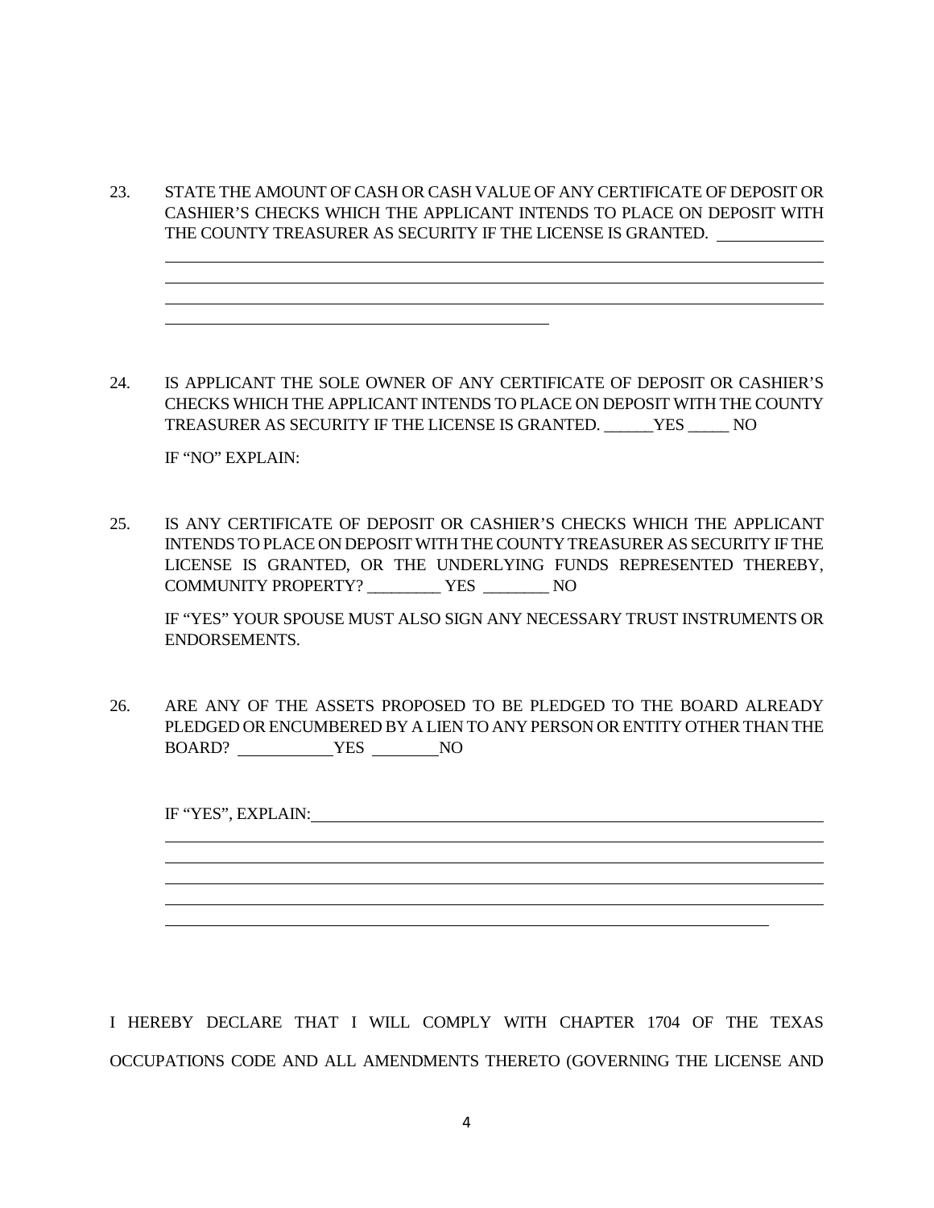23. STATE THE AMOUNT OF CASH OR CASH VALUE OF ANY CERTIFICATE OF DEPOSIT OR CASHIER'S CHECKS WHICH THE APPLICANT INTENDS TO PLACE ON DEPOSIT WITH THE COUNTY TREASURER AS SECURITY IF THE LICENSE IS GRANTED. ____________

    ______________________________________________________________________________

    ______________________________________________________________________________

    ______________________________________________________________________________

    ______________________________________________

24. IS APPLICANT THE SOLE OWNER OF ANY CERTIFICATE OF DEPOSIT OR CASHIER'S CHECKS WHICH THE APPLICANT INTENDS TO PLACE ON DEPOSIT WITH THE COUNTY TREASURER AS SECURITY IF THE LICENSE IS GRANTED. ______YES _____ NO

    IF "NO" EXPLAIN:

25. IS ANY CERTIFICATE OF DEPOSIT OR CASHIER'S CHECKS WHICH THE APPLICANT INTENDS TO PLACE ON DEPOSIT WITH THE COUNTY TREASURER AS SECURITY IF THE LICENSE IS GRANTED, OR THE UNDERLYING FUNDS REPRESENTED THEREBY, COMMUNITY PROPERTY? _________ YES ________ NO

    IF "YES" YOUR SPOUSE MUST ALSO SIGN ANY NECESSARY TRUST INSTRUMENTS OR ENDORSEMENTS.

26. ARE ANY OF THE ASSETS PROPOSED TO BE PLEDGED TO THE BOARD ALREADY PLEDGED OR ENCUMBERED BY A LIEN TO ANY PERSON OR ENTITY OTHER THAN THE BOARD? ___________YES ________NO

    IF "YES", EXPLAIN:______________________________________________________________

    ______________________________________________________________________________

    ______________________________________________________________________________

    ______________________________________________________________________________

    ______________________________________________________________________________

    _______________________________________________________________________

I HEREBY DECLARE THAT I WILL COMPLY WITH CHAPTER 1704 OF THE TEXAS OCCUPATIONS CODE AND ALL AMENDMENTS THERETO (GOVERNING THE LICENSE AND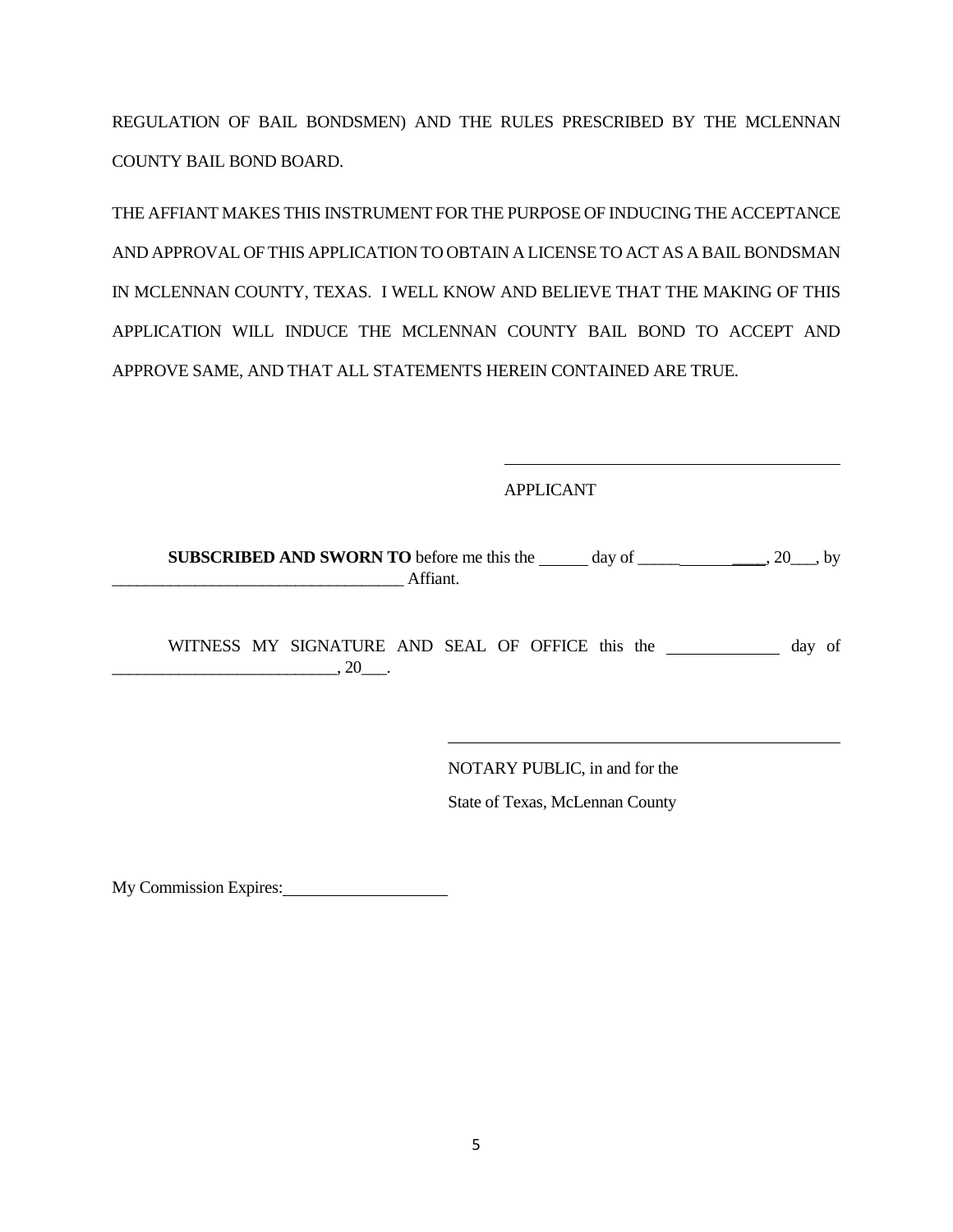REGULATION OF BAIL BONDSMEN) AND THE RULES PRESCRIBED BY THE MCLENNAN COUNTY BAIL BOND BOARD.

THE AFFIANT MAKES THIS INSTRUMENT FOR THE PURPOSE OF INDUCING THE ACCEPTANCE AND APPROVAL OF THIS APPLICATION TO OBTAIN A LICENSE TO ACT AS A BAIL BONDSMAN IN MCLENNAN COUNTY, TEXAS. I WELL KNOW AND BELIEVE THAT THE MAKING OF THIS APPLICATION WILL INDUCE THE MCLENNAN COUNTY BAIL BOND TO ACCEPT AND APPROVE SAME, AND THAT ALL STATEMENTS HEREIN CONTAINED ARE TRUE.

\_\_\_\_\_\_\_\_\_\_\_\_\_\_\_\_\_\_\_\_\_\_\_\_\_\_\_\_\_\_\_\_\_\_\_\_\_\_\_\_

APPLICANT

**SUBSCRIBED AND SWORN TO** before me this the \_\_\_\_\_\_ day of \_\_\_\_\_\_\_\_\_\_\_\_\_\_\_\_, 20\_\_\_, by \_\_\_\_\_\_\_\_\_\_\_\_\_\_\_\_\_\_\_\_\_\_\_\_\_\_\_\_\_\_\_\_\_\_\_ Affiant.

WITNESS MY SIGNATURE AND SEAL OF OFFICE this the \_\_\_\_\_\_\_\_\_\_\_\_\_ day of \_\_\_\_\_\_\_\_\_\_\_\_\_\_\_\_\_\_\_\_\_\_\_\_\_\_\_, 20\_\_\_.

\_\_\_\_\_\_\_\_\_\_\_\_\_\_\_\_\_\_\_\_\_\_\_\_\_\_\_\_\_\_\_\_\_\_\_\_\_\_\_\_\_\_\_\_

NOTARY PUBLIC, in and for the

State of Texas, McLennan County

My Commission Expires: \_\_\_\_\_\_\_\_\_\_\_\_\_\_\_\_\_\_\_\_